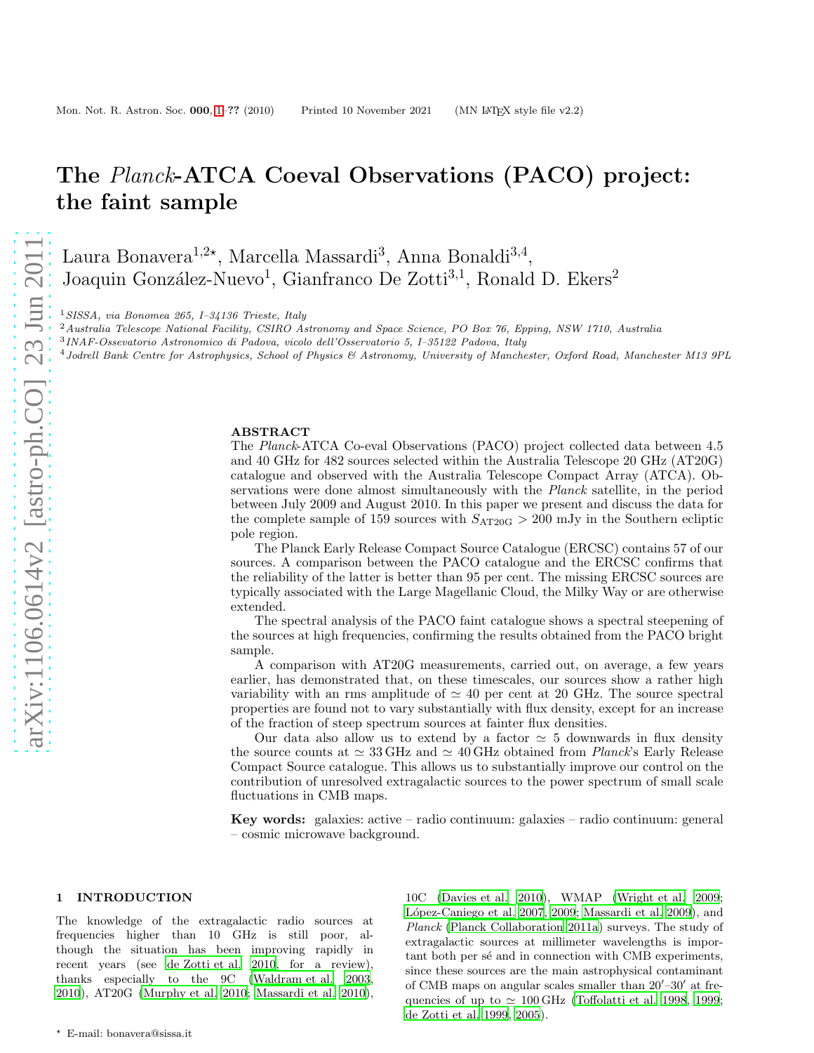# The *Planck*-ATCA Coeval Observations (PACO) project: the faint sample

Laura Bonavera[1,2⋆], Marcella Massardi[3], Anna Bonaldi[3,4], Joaquin González-Nuevo[1], Gianfranco De Zotti[3,1], Ronald D. Ekers[2]

[1] *SISSA, via Bonomea 265, I–34136 Trieste, Italy*
[2] *Australia Telescope National Facility, CSIRO Astronomy and Space Science, PO Box 76, Epping, NSW 1710, Australia*
[3] *INAF-Ossevatorio Astronomico di Padova, vicolo dell'Osservatorio 5, I–35122 Padova, Italy*
[4] *Jodrell Bank Centre for Astrophysics, School of Physics & Astronomy, University of Manchester, Oxford Road, Manchester M13 9PL*

## ABSTRACT

The *Planck*-ATCA Co-eval Observations (PACO) project collected data between 4.5 and 40 GHz for 482 sources selected within the Australia Telescope 20 GHz (AT20G) catalogue and observed with the Australia Telescope Compact Array (ATCA). Observations were done almost simultaneously with the *Planck* satellite, in the period between July 2009 and August 2010. In this paper we present and discuss the data for the complete sample of 159 sources with $S_{\rm AT20G} > 200$ mJy in the Southern ecliptic pole region.

The Planck Early Release Compact Source Catalogue (ERCSC) contains 57 of our sources. A comparison between the PACO catalogue and the ERCSC confirms that the reliability of the latter is better than 95 per cent. The missing ERCSC sources are typically associated with the Large Magellanic Cloud, the Milky Way or are otherwise extended.

The spectral analysis of the PACO faint catalogue shows a spectral steepening of the sources at high frequencies, confirming the results obtained from the PACO bright sample.

A comparison with AT20G measurements, carried out, on average, a few years earlier, has demonstrated that, on these timescales, our sources show a rather high variability with an rms amplitude of $\simeq 40$ per cent at 20 GHz. The source spectral properties are found not to vary substantially with flux density, except for an increase of the fraction of steep spectrum sources at fainter flux densities.

Our data also allow us to extend by a factor $\simeq 5$ downwards in flux density the source counts at $\simeq 33$ GHz and $\simeq 40$ GHz obtained from *Planck*'s Early Release Compact Source catalogue. This allows us to substantially improve our control on the contribution of unresolved extragalactic sources to the power spectrum of small scale fluctuations in CMB maps.

**Key words:** galaxies: active – radio continuum: galaxies – radio continuum: general – cosmic microwave background.

## 1 INTRODUCTION

The knowledge of the extragalactic radio sources at frequencies higher than 10 GHz is still poor, although the situation has been improving rapidly in recent years (see de Zotti et al. 2010, for a review), thanks especially to the 9C (Waldram et al. 2003, 2010), AT20G (Murphy et al. 2010; Massardi et al. 2010), 10C (Davies et al. 2010), WMAP (Wright et al. 2009; López-Caniego et al. 2007, 2009; Massardi et al. 2009), and *Planck* (Planck Collaboration 2011a) surveys. The study of extragalactic sources at millimeter wavelengths is important both per sé and in connection with CMB experiments, since these sources are the main astrophysical contaminant of CMB maps on angular scales smaller than $20'$–$30'$ at frequencies of up to $\simeq 100$ GHz (Toffolatti et al. 1998, 1999; de Zotti et al. 1999, 2005).

⋆ E-mail: bonavera@sissa.it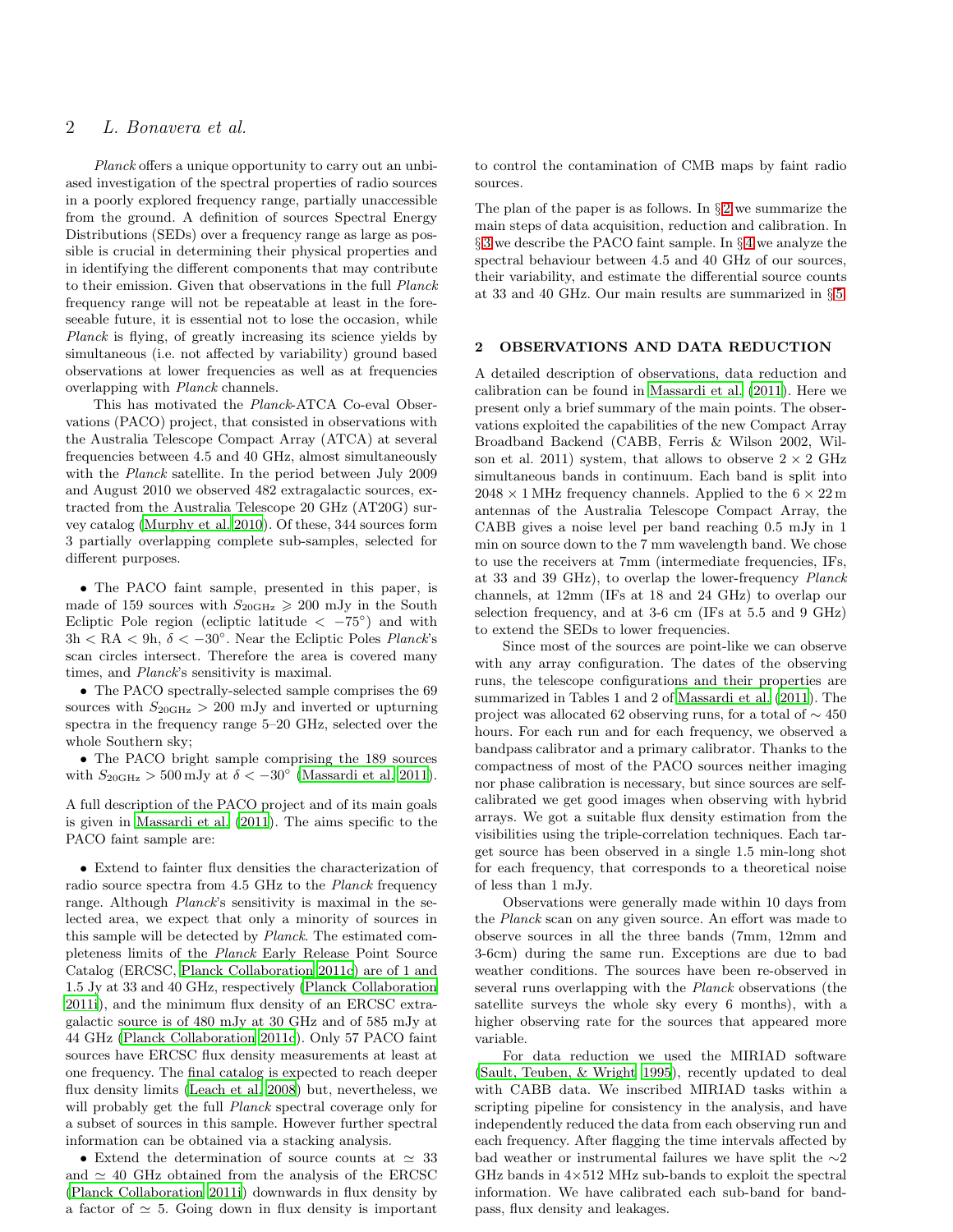*Planck* offers a unique opportunity to carry out an unbiased investigation of the spectral properties of radio sources in a poorly explored frequency range, partially unaccessible from the ground. A definition of sources Spectral Energy Distributions (SEDs) over a frequency range as large as possible is crucial in determining their physical properties and in identifying the different components that may contribute to their emission. Given that observations in the full *Planck* frequency range will not be repeatable at least in the foreseeable future, it is essential not to lose the occasion, while *Planck* is flying, of greatly increasing its science yields by simultaneous (i.e. not affected by variability) ground based observations at lower frequencies as well as at frequencies overlapping with *Planck* channels.

This has motivated the *Planck*-ATCA Co-eval Observations (PACO) project, that consisted in observations with the Australia Telescope Compact Array (ATCA) at several frequencies between 4.5 and 40 GHz, almost simultaneously with the *Planck* satellite. In the period between July 2009 and August 2010 we observed 482 extragalactic sources, extracted from the Australia Telescope 20 GHz (AT20G) survey catalog (Murphy et al. 2010). Of these, 344 sources form 3 partially overlapping complete sub-samples, selected for different purposes.

- The PACO faint sample, presented in this paper, is made of 159 sources with $S_{20\mathrm{GHz}} \geqslant 200$ mJy in the South Ecliptic Pole region (ecliptic latitude $< -75°$) and with $3\mathrm{h} < \mathrm{RA} < 9\mathrm{h}$, $\delta < -30°$. Near the Ecliptic Poles *Planck*'s scan circles intersect. Therefore the area is covered many times, and *Planck*'s sensitivity is maximal.
- The PACO spectrally-selected sample comprises the 69 sources with $S_{20\mathrm{GHz}} > 200$ mJy and inverted or upturning spectra in the frequency range 5–20 GHz, selected over the whole Southern sky;
- The PACO bright sample comprising the 189 sources with $S_{20\mathrm{GHz}} > 500\,\mathrm{mJy}$ at $\delta < -30°$ (Massardi et al. 2011).

A full description of the PACO project and of its main goals is given in Massardi et al. (2011). The aims specific to the PACO faint sample are:

- Extend to fainter flux densities the characterization of radio source spectra from 4.5 GHz to the *Planck* frequency range. Although *Planck*'s sensitivity is maximal in the selected area, we expect that only a minority of sources in this sample will be detected by *Planck*. The estimated completeness limits of the *Planck* Early Release Point Source Catalog (ERCSC, Planck Collaboration 2011c) are of 1 and 1.5 Jy at 33 and 40 GHz, respectively (Planck Collaboration 2011i), and the minimum flux density of an ERCSC extragalactic source is of 480 mJy at 30 GHz and of 585 mJy at 44 GHz (Planck Collaboration 2011c). Only 57 PACO faint sources have ERCSC flux density measurements at least at one frequency. The final catalog is expected to reach deeper flux density limits (Leach et al. 2008) but, nevertheless, we will probably get the full *Planck* spectral coverage only for a subset of sources in this sample. However further spectral information can be obtained via a stacking analysis.
- Extend the determination of source counts at $\simeq 33$ and $\simeq 40$ GHz obtained from the analysis of the ERCSC (Planck Collaboration 2011i) downwards in flux density by a factor of $\simeq 5$. Going down in flux density is important to control the contamination of CMB maps by faint radio sources.

The plan of the paper is as follows. In §2 we summarize the main steps of data acquisition, reduction and calibration. In §3 we describe the PACO faint sample. In §4 we analyze the spectral behaviour between 4.5 and 40 GHz of our sources, their variability, and estimate the differential source counts at 33 and 40 GHz. Our main results are summarized in §5.

## 2 OBSERVATIONS AND DATA REDUCTION

A detailed description of observations, data reduction and calibration can be found in Massardi et al. (2011). Here we present only a brief summary of the main points. The observations exploited the capabilities of the new Compact Array Broadband Backend (CABB, Ferris & Wilson 2002, Wilson et al. 2011) system, that allows to observe $2 \times 2$ GHz simultaneous bands in continuum. Each band is split into $2048 \times 1$ MHz frequency channels. Applied to the $6 \times 22$ m antennas of the Australia Telescope Compact Array, the CABB gives a noise level per band reaching 0.5 mJy in 1 min on source down to the 7 mm wavelength band. We chose to use the receivers at 7mm (intermediate frequencies, IFs, at 33 and 39 GHz), to overlap the lower-frequency *Planck* channels, at 12mm (IFs at 18 and 24 GHz) to overlap our selection frequency, and at 3-6 cm (IFs at 5.5 and 9 GHz) to extend the SEDs to lower frequencies.

Since most of the sources are point-like we can observe with any array configuration. The dates of the observing runs, the telescope configurations and their properties are summarized in Tables 1 and 2 of Massardi et al. (2011). The project was allocated 62 observing runs, for a total of $\sim 450$ hours. For each run and for each frequency, we observed a bandpass calibrator and a primary calibrator. Thanks to the compactness of most of the PACO sources neither imaging nor phase calibration is necessary, but since sources are self-calibrated we get good images when observing with hybrid arrays. We got a suitable flux density estimation from the visibilities using the triple-correlation techniques. Each target source has been observed in a single 1.5 min-long shot for each frequency, that corresponds to a theoretical noise of less than 1 mJy.

Observations were generally made within 10 days from the *Planck* scan on any given source. An effort was made to observe sources in all the three bands (7mm, 12mm and 3-6cm) during the same run. Exceptions are due to bad weather conditions. The sources have been re-observed in several runs overlapping with the *Planck* observations (the satellite surveys the whole sky every 6 months), with a higher observing rate for the sources that appeared more variable.

For data reduction we used the MIRIAD software (Sault, Teuben, & Wright 1995), recently updated to deal with CABB data. We inscribed MIRIAD tasks within a scripting pipeline for consistency in the analysis, and have independently reduced the data from each observing run and each frequency. After flagging the time intervals affected by bad weather or instrumental failures we have split the $\sim$2 GHz bands in $4\times512$ MHz sub-bands to exploit the spectral information. We have calibrated each sub-band for bandpass, flux density and leakages.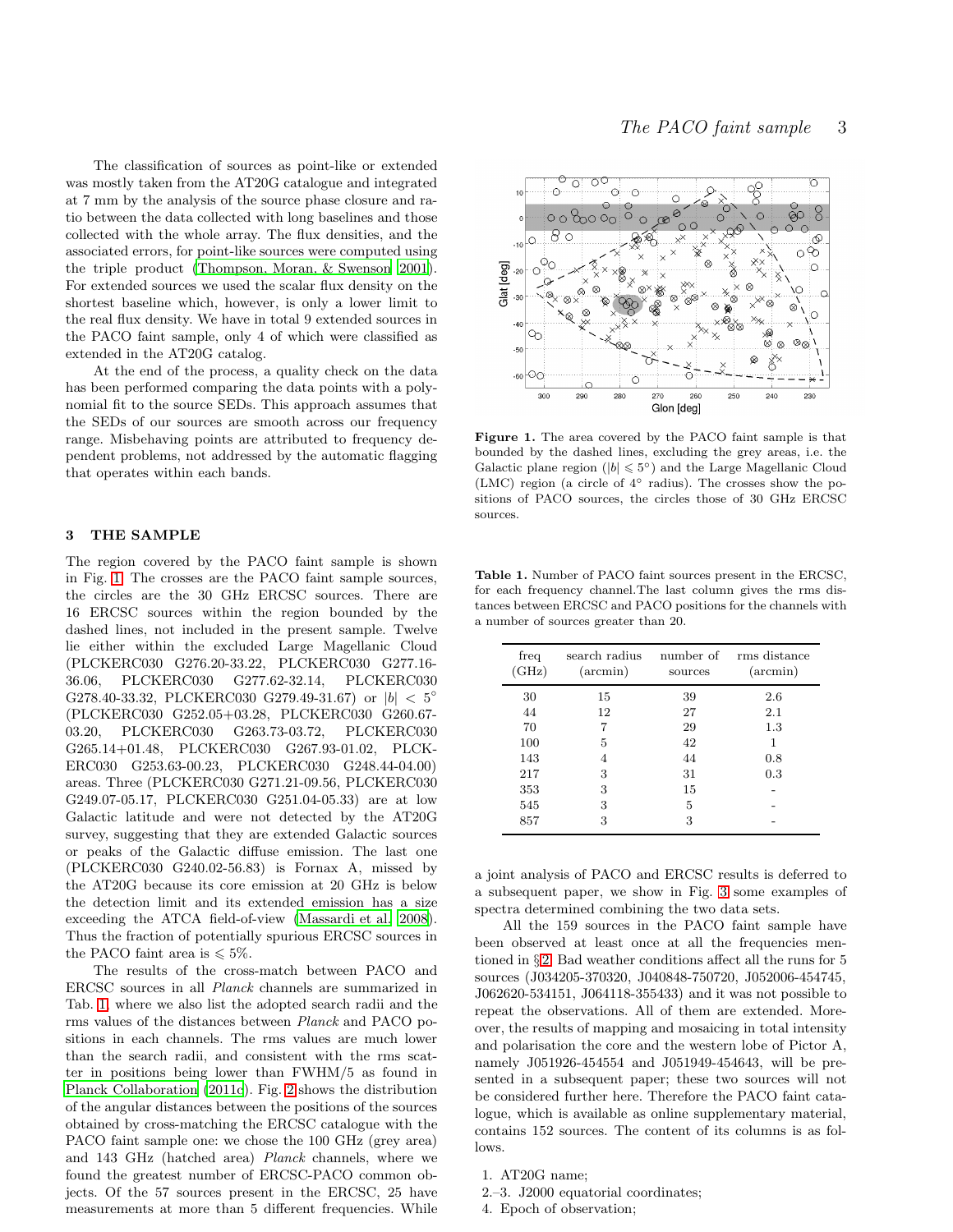The classification of sources as point-like or extended was mostly taken from the AT20G catalogue and integrated at 7 mm by the analysis of the source phase closure and ratio between the data collected with long baselines and those collected with the whole array. The flux densities, and the associated errors, for point-like sources were computed using the triple product (Thompson, Moran, & Swenson 2001). For extended sources we used the scalar flux density on the shortest baseline which, however, is only a lower limit to the real flux density. We have in total 9 extended sources in the PACO faint sample, only 4 of which were classified as extended in the AT20G catalog.

At the end of the process, a quality check on the data has been performed comparing the data points with a polynomial fit to the source SEDs. This approach assumes that the SEDs of our sources are smooth across our frequency range. Misbehaving points are attributed to frequency dependent problems, not addressed by the automatic flagging that operates within each bands.

## 3 THE SAMPLE

The region covered by the PACO faint sample is shown in Fig. 1. The crosses are the PACO faint sample sources, the circles are the 30 GHz ERCSC sources. There are 16 ERCSC sources within the region bounded by the dashed lines, not included in the present sample. Twelve lie either within the excluded Large Magellanic Cloud (PLCKERC030 G276.20-33.22, PLCKERC030 G277.16-36.06, PLCKERC030 G277.62-32.14, PLCKERC030 G278.40-33.32, PLCKERC030 G279.49-31.67) or $|b| < 5^\circ$ (PLCKERC030 G252.05+03.28, PLCKERC030 G260.67-03.20, PLCKERC030 G263.73-03.72, PLCKERC030 G265.14+01.48, PLCKERC030 G267.93-01.02, PLCKERC030 G253.63-00.23, PLCKERC030 G248.44-04.00) areas. Three (PLCKERC030 G271.21-09.56, PLCKERC030 G249.07-05.17, PLCKERC030 G251.04-05.33) are at low Galactic latitude and were not detected by the AT20G survey, suggesting that they are extended Galactic sources or peaks of the Galactic diffuse emission. The last one (PLCKERC030 G240.02-56.83) is Fornax A, missed by the AT20G because its core emission at 20 GHz is below the detection limit and its extended emission has a size exceeding the ATCA field-of-view (Massardi et al. 2008). Thus the fraction of potentially spurious ERCSC sources in the PACO faint area is $\leqslant 5\%$.

The results of the cross-match between PACO and ERCSC sources in all *Planck* channels are summarized in Tab. 1, where we also list the adopted search radii and the rms values of the distances between *Planck* and PACO positions in each channels. The rms values are much lower than the search radii, and consistent with the rms scatter in positions being lower than FWHM/5 as found in Planck Collaboration (2011c). Fig. 2 shows the distribution of the angular distances between the positions of the sources obtained by cross-matching the ERCSC catalogue with the PACO faint sample one: we chose the 100 GHz (grey area) and 143 GHz (hatched area) *Planck* channels, where we found the greatest number of ERCSC-PACO common objects. Of the 57 sources present in the ERCSC, 25 have measurements at more than 5 different frequencies. While a joint analysis of PACO and ERCSC results is deferred to a subsequent paper, we show in Fig. 3 some examples of spectra determined combining the two data sets.

**Figure 1.** The area covered by the PACO faint sample is that bounded by the dashed lines, excluding the grey areas, i.e. the Galactic plane region ($|b| \leqslant 5^\circ$) and the Large Magellanic Cloud (LMC) region (a circle of $4^\circ$ radius). The crosses show the positions of PACO sources, the circles those of 30 GHz ERCSC sources.

**Table 1.** Number of PACO faint sources present in the ERCSC, for each frequency channel.The last column gives the rms distances between ERCSC and PACO positions for the channels with a number of sources greater than 20.

| freq (GHz) | search radius (arcmin) | number of sources | rms distance (arcmin) |
|---|---|---|---|
| 30 | 15 | 39 | 2.6 |
| 44 | 12 | 27 | 2.1 |
| 70 | 7 | 29 | 1.3 |
| 100 | 5 | 42 | 1 |
| 143 | 4 | 44 | 0.8 |
| 217 | 3 | 31 | 0.3 |
| 353 | 3 | 15 | - |
| 545 | 3 | 5 | - |
| 857 | 3 | 3 | - |

All the 159 sources in the PACO faint sample have been observed at least once at all the frequencies mentioned in §2. Bad weather conditions affect all the runs for 5 sources (J034205-370320, J040848-750720, J052006-454745, J062620-534151, J064118-355433) and it was not possible to repeat the observations. All of them are extended. Moreover, the results of mapping and mosaicing in total intensity and polarisation the core and the western lobe of Pictor A, namely J051926-454554 and J051949-454643, will be presented in a subsequent paper; these two sources will not be considered further here. Therefore the PACO faint catalogue, which is available as online supplementary material, contains 152 sources. The content of its columns is as follows.

1. AT20G name;
2.–3. J2000 equatorial coordinates;
4. Epoch of observation;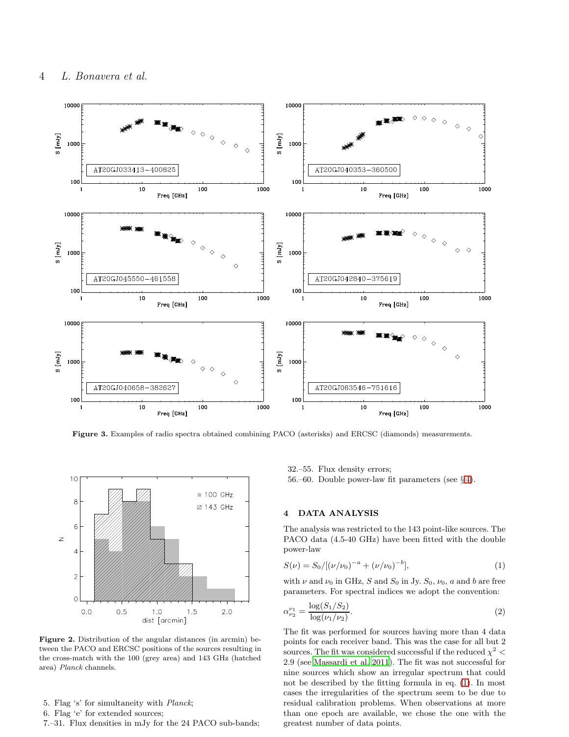**Figure 3.** Examples of radio spectra obtained combining PACO (asterisks) and ERCSC (diamonds) measurements.

**Figure 2.** Distribution of the angular distances (in arcmin) between the PACO and ERCSC positions of the sources resulting in the cross-match with the 100 (grey area) and 143 GHz (hatched area) *Planck* channels.

5. Flag 's' for simultaneity with *Planck*;
6. Flag 'e' for extended sources;
7.–31. Flux densities in mJy for the 24 PACO sub-bands;
32.–55. Flux density errors;
56.–60. Double power-law fit parameters (see §4).

## 4 DATA ANALYSIS

The analysis was restricted to the 143 point-like sources. The PACO data (4.5-40 GHz) have been fitted with the double power-law

$$S(\nu) = S_0/[(\nu/\nu_0)^{-a} + (\nu/\nu_0)^{-b}], \tag{1}$$

with $\nu$ and $\nu_0$ in GHz, $S$ and $S_0$ in Jy. $S_0$, $\nu_0$, $a$ and $b$ are free parameters. For spectral indices we adopt the convention:

$$\alpha_{\nu_2}^{\nu_1} = \frac{\log(S_1/S_2)}{\log(\nu_1/\nu_2)}. \tag{2}$$

The fit was performed for sources having more than 4 data points for each receiver band. This was the case for all but 2 sources. The fit was considered successful if the reduced $\chi^2 < 2.9$ (see Massardi et al. 2011). The fit was not successful for nine sources which show an irregular spectrum that could not be described by the fitting formula in eq. (1). In most cases the irregularities of the spectrum seem to be due to residual calibration problems. When observations at more than one epoch are available, we chose the one with the greatest number of data points.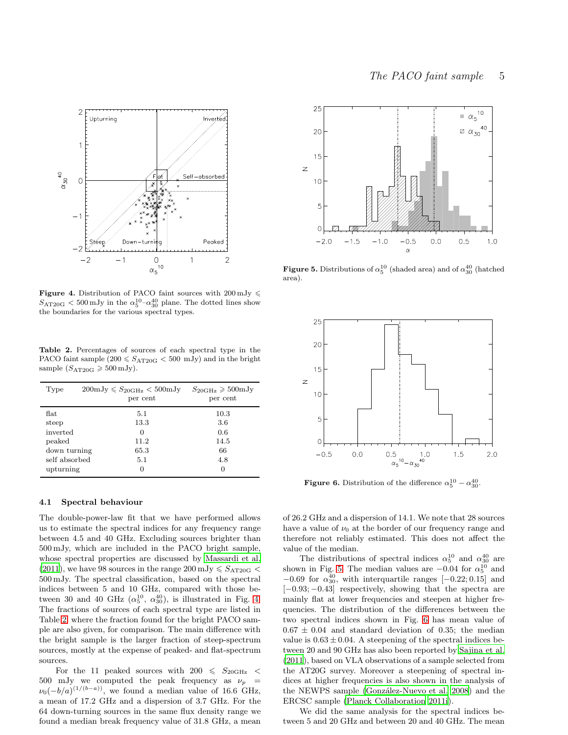**Figure 4.** Distribution of PACO faint sources with $200\,\mathrm{mJy} \leqslant S_{\mathrm{AT20G}} < 500\,\mathrm{mJy}$ in the $\alpha_5^{10}$–$\alpha_{30}^{40}$ plane. The dotted lines show the boundaries for the various spectral types.

**Figure 5.** Distributions of $\alpha_5^{10}$ (shaded area) and of $\alpha_{30}^{40}$ (hatched area).

**Table 2.** Percentages of sources of each spectral type in the PACO faint sample ($200 \leqslant S_{\mathrm{AT20G}} < 500$ mJy) and in the bright sample ($S_{\mathrm{AT20G}} \geqslant 500\,\mathrm{mJy}$).

| Type | $200\mathrm{mJy} \leqslant S_{20\mathrm{GHz}} < 500\mathrm{mJy}$ per cent | $S_{20\mathrm{GHz}} \geqslant 500\mathrm{mJy}$ per cent |
|---|---|---|
| flat | 5.1 | 10.3 |
| steep | 13.3 | 3.6 |
| inverted | 0 | 0.6 |
| peaked | 11.2 | 14.5 |
| down turning | 65.3 | 66 |
| self absorbed | 5.1 | 4.8 |
| upturning | 0 | 0 |

**Figure 6.** Distribution of the difference $\alpha_5^{10} - \alpha_{30}^{40}$.

### 4.1 Spectral behaviour

The double-power-law fit that we have performed allows us to estimate the spectral indices for any frequency range between 4.5 and 40 GHz. Excluding sources brighter than 500 mJy, which are included in the PACO bright sample, whose spectral properties are discussed by Massardi et al. (2011), we have 98 sources in the range $200\,\mathrm{mJy} \leqslant S_{\mathrm{AT20G}} < 500\,\mathrm{mJy}$. The spectral classification, based on the spectral indices between 5 and 10 GHz, compared with those between 30 and 40 GHz ($\alpha_5^{10}$, $\alpha_{30}^{40}$), is illustrated in Fig. 4. The fractions of sources of each spectral type are listed in Table 2 where the fraction found for the bright PACO sample are also given, for comparison. The main difference with the bright sample is the larger fraction of steep-spectrum sources, mostly at the expense of peaked- and flat-spectrum sources.

For the 11 peaked sources with $200 \leqslant S_{20\mathrm{GHz}} < 500$ mJy we computed the peak frequency as $\nu_p = \nu_0(-b/a)^{(1/(b-a))}$, we found a median value of 16.6 GHz, a mean of 17.2 GHz and a dispersion of 3.7 GHz. For the 64 down-turning sources in the same flux density range we found a median break frequency value of 31.8 GHz, a mean of 26.2 GHz and a dispersion of 14.1. We note that 28 sources have a value of $\nu_0$ at the border of our frequency range and therefore not reliably estimated. This does not affect the value of the median.

The distributions of spectral indices $\alpha_5^{10}$ and $\alpha_{30}^{40}$ are shown in Fig. 5. The median values are $-0.04$ for $\alpha_5^{10}$ and $-0.69$ for $\alpha_{30}^{40}$, with interquartile ranges $[-0.22; 0.15]$ and $[-0.93; -0.43]$ respectively, showing that the spectra are mainly flat at lower frequencies and steepen at higher frequencies. The distribution of the differences between the two spectral indices shown in Fig. 6 has mean value of $0.67 \pm 0.04$ and standard deviation of 0.35; the median value is $0.63 \pm 0.04$. A steepening of the spectral indices between 20 and 90 GHz has also been reported by Sajina et al. (2011), based on VLA observations of a sample selected from the AT20G survey. Moreover a steepening of spectral indices at higher frequencies is also shown in the analysis of the NEWPS sample (González-Nuevo et al. 2008) and the ERCSC sample (Planck Collaboration 2011i).

We did the same analysis for the spectral indices between 5 and 20 GHz and between 20 and 40 GHz. The mean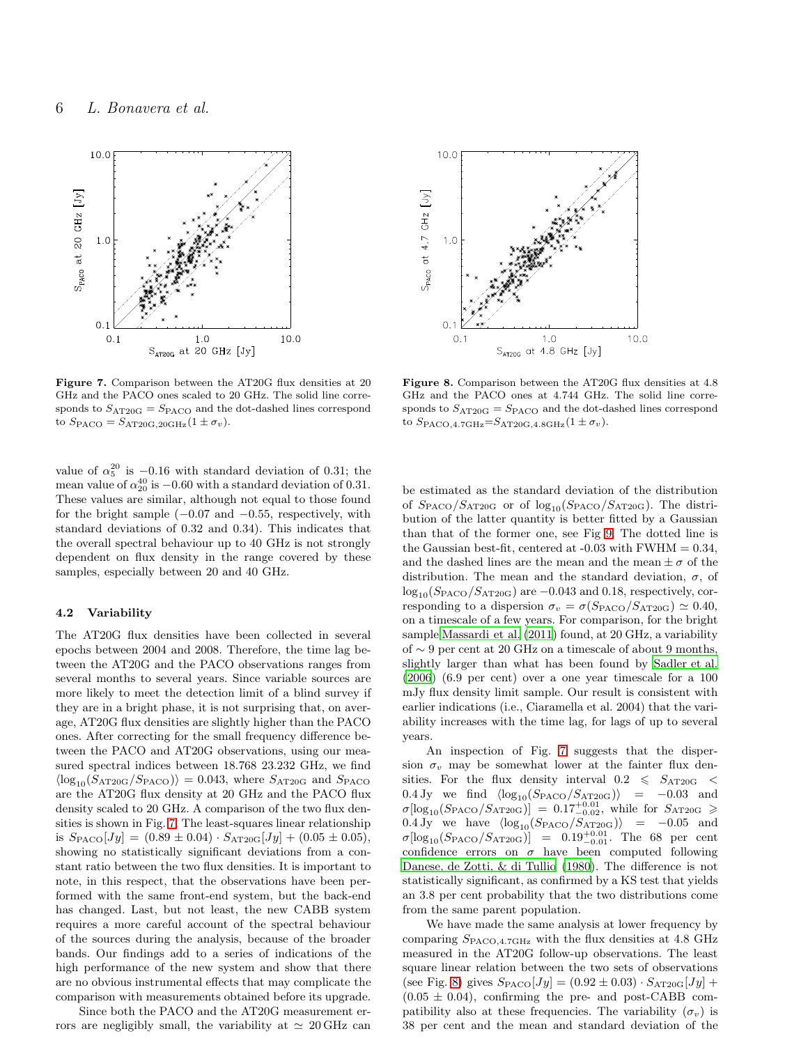Figure 7. Comparison between the AT20G flux densities at 20 GHz and the PACO ones scaled to 20 GHz. The solid line corresponds to $S_{\rm AT20G} = S_{\rm PACO}$ and the dot-dashed lines correspond to $S_{\rm PACO} = S_{\rm AT20G,20GHz}(1 \pm \sigma_v)$.

Figure 8. Comparison between the AT20G flux densities at 4.8 GHz and the PACO ones at 4.744 GHz. The solid line corresponds to $S_{\rm AT20G} = S_{\rm PACO}$ and the dot-dashed lines correspond to $S_{\rm PACO,4.7GHz}$=$S_{\rm AT20G,4.8GHz}(1 \pm \sigma_v)$.

value of $\alpha_5^{20}$ is $-0.16$ with standard deviation of 0.31; the mean value of $\alpha_{20}^{40}$ is $-0.60$ with a standard deviation of 0.31. These values are similar, although not equal to those found for the bright sample ($-0.07$ and $-0.55$, respectively, with standard deviations of 0.32 and 0.34). This indicates that the overall spectral behaviour up to 40 GHz is not strongly dependent on flux density in the range covered by these samples, especially between 20 and 40 GHz.

### 4.2 Variability

The AT20G flux densities have been collected in several epochs between 2004 and 2008. Therefore, the time lag between the AT20G and the PACO observations ranges from several months to several years. Since variable sources are more likely to meet the detection limit of a blind survey if they are in a bright phase, it is not surprising that, on average, AT20G flux densities are slightly higher than the PACO ones. After correcting for the small frequency difference between the PACO and AT20G observations, using our measured spectral indices between 18.768 23.232 GHz, we find $\langle \log_{10}(S_{\rm AT20G}/S_{\rm PACO})\rangle = 0.043$, where $S_{\rm AT20G}$ and $S_{\rm PACO}$ are the AT20G flux density at 20 GHz and the PACO flux density scaled to 20 GHz. A comparison of the two flux densities is shown in Fig. 7. The least-squares linear relationship is $S_{\rm PACO}[Jy] = (0.89 \pm 0.04) \cdot S_{\rm AT20G}[Jy] + (0.05 \pm 0.05)$, showing no statistically significant deviations from a constant ratio between the two flux densities. It is important to note, in this respect, that the observations have been performed with the same front-end system, but the back-end has changed. Last, but not least, the new CABB system requires a more careful account of the spectral behaviour of the sources during the analysis, because of the broader bands. Our findings add to a series of indications of the high performance of the new system and show that there are no obvious instrumental effects that may complicate the comparison with measurements obtained before its upgrade.

Since both the PACO and the AT20G measurement errors are negligibly small, the variability at $\simeq 20\,$GHz can be estimated as the standard deviation of the distribution of $S_{\rm PACO}/S_{\rm AT20G}$ or of $\log_{10}(S_{\rm PACO}/S_{\rm AT20G})$. The distribution of the latter quantity is better fitted by a Gaussian than that of the former one, see Fig 9. The dotted line is the Gaussian best-fit, centered at -0.03 with FWHM = 0.34, and the dashed lines are the mean and the mean $\pm\,\sigma$ of the distribution. The mean and the standard deviation, $\sigma$, of $\log_{10}(S_{\rm PACO}/S_{\rm AT20G})$ are $-0.043$ and 0.18, respectively, corresponding to a dispersion $\sigma_v = \sigma(S_{\rm PACO}/S_{\rm AT20G}) \simeq 0.40$, on a timescale of a few years. For comparison, for the bright sample Massardi et al. (2011) found, at 20 GHz, a variability of $\sim 9$ per cent at 20 GHz on a timescale of about 9 months, slightly larger than what has been found by Sadler et al. (2006) (6.9 per cent) over a one year timescale for a 100 mJy flux density limit sample. Our result is consistent with earlier indications (i.e., Ciaramella et al. 2004) that the variability increases with the time lag, for lags of up to several years.

An inspection of Fig. 7 suggests that the dispersion $\sigma_v$ may be somewhat lower at the fainter flux densities. For the flux density interval $0.2 \leqslant S_{\rm AT20G} < 0.4\,$Jy we find $\langle \log_{10}(S_{\rm PACO}/S_{\rm AT20G})\rangle = -0.03$ and $\sigma[\log_{10}(S_{\rm PACO}/S_{\rm AT20G})] = 0.17^{+0.01}_{-0.02}$, while for $S_{\rm AT20G} \geqslant 0.4\,$Jy we have $\langle \log_{10}(S_{\rm PACO}/S_{\rm AT20G})\rangle = -0.05$ and $\sigma[\log_{10}(S_{\rm PACO}/S_{\rm AT20G})] = 0.19^{+0.01}_{-0.01}$. The 68 per cent confidence errors on $\sigma$ have been computed following Danese, de Zotti, & di Tullio (1980). The difference is not statistically significant, as confirmed by a KS test that yields an 3.8 per cent probability that the two distributions come from the same parent population.

We have made the same analysis at lower frequency by comparing $S_{\rm PACO,4.7GHz}$ with the flux densities at 4.8 GHz measured in the AT20G follow-up observations. The least square linear relation between the two sets of observations (see Fig. 8) gives $S_{\rm PACO}[Jy] = (0.92 \pm 0.03) \cdot S_{\rm AT20G}[Jy] + (0.05 \pm 0.04)$, confirming the pre- and post-CABB compatibility also at these frequencies. The variability ($\sigma_v$) is 38 per cent and the mean and standard deviation of the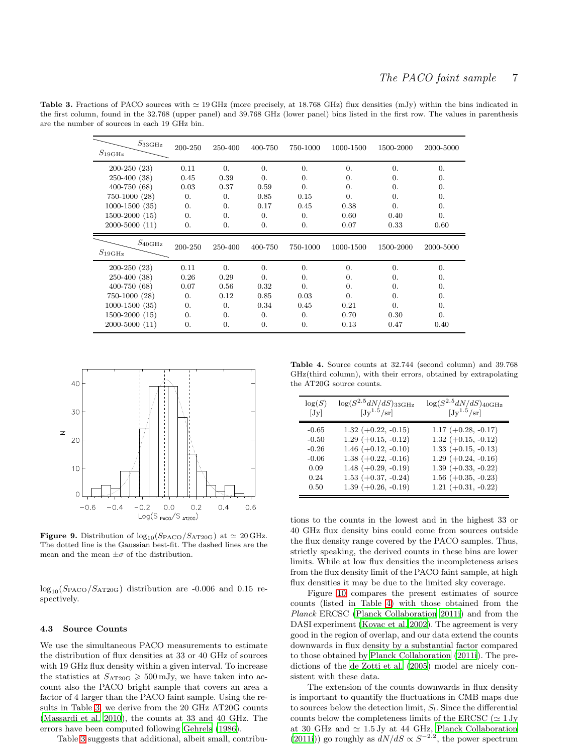**Table 3.** Fractions of PACO sources with ≃ 19 GHz (more precisely, at 18.768 GHz) flux densities (mJy) within the bins indicated in the first column, found in the 32.768 (upper panel) and 39.768 GHz (lower panel) bins listed in the first row. The values in parenthesis are the number of sources in each 19 GHz bin.

| $S_{19\mathrm{GHz}}$ \ $S_{33\mathrm{GHz}}$ | 200-250 | 250-400 | 400-750 | 750-1000 | 1000-1500 | 1500-2000 | 2000-5000 |
|---|---|---|---|---|---|---|---|
| 200-250 (23) | 0.11 | 0. | 0. | 0. | 0. | 0. | 0. |
| 250-400 (38) | 0.45 | 0.39 | 0. | 0. | 0. | 0. | 0. |
| 400-750 (68) | 0.03 | 0.37 | 0.59 | 0. | 0. | 0. | 0. |
| 750-1000 (28) | 0. | 0. | 0.85 | 0.15 | 0. | 0. | 0. |
| 1000-1500 (35) | 0. | 0. | 0.17 | 0.45 | 0.38 | 0. | 0. |
| 1500-2000 (15) | 0. | 0. | 0. | 0. | 0.60 | 0.40 | 0. |
| 2000-5000 (11) | 0. | 0. | 0. | 0. | 0.07 | 0.33 | 0.60 |
| $S_{19\mathrm{GHz}}$ \ $S_{40\mathrm{GHz}}$ | 200-250 | 250-400 | 400-750 | 750-1000 | 1000-1500 | 1500-2000 | 2000-5000 |
| 200-250 (23) | 0.11 | 0. | 0. | 0. | 0. | 0. | 0. |
| 250-400 (38) | 0.26 | 0.29 | 0. | 0. | 0. | 0. | 0. |
| 400-750 (68) | 0.07 | 0.56 | 0.32 | 0. | 0. | 0. | 0. |
| 750-1000 (28) | 0. | 0.12 | 0.85 | 0.03 | 0. | 0. | 0. |
| 1000-1500 (35) | 0. | 0. | 0.34 | 0.45 | 0.21 | 0. | 0. |
| 1500-2000 (15) | 0. | 0. | 0. | 0. | 0.70 | 0.30 | 0. |
| 2000-5000 (11) | 0. | 0. | 0. | 0. | 0.13 | 0.47 | 0.40 |

**Figure 9.** Distribution of $\log_{10}(S_{\mathrm{PACO}}/S_{\mathrm{AT20G}})$ at ≃ 20 GHz. The dotted line is the Gaussian best-fit. The dashed lines are the mean and the mean $\pm\sigma$ of the distribution.

$\log_{10}(S_{\mathrm{PACO}}/S_{\mathrm{AT20G}})$ distribution are -0.006 and 0.15 respectively.

### 4.3 Source Counts

We use the simultaneous PACO measurements to estimate the distribution of flux densities at 33 or 40 GHz of sources with 19 GHz flux density within a given interval. To increase the statistics at $S_{\mathrm{AT20G}} \geqslant 500$ mJy, we have taken into account also the PACO bright sample that covers an area a factor of 4 larger than the PACO faint sample. Using the results in Table 3, we derive from the 20 GHz AT20G counts (Massardi et al. 2010), the counts at 33 and 40 GHz. The errors have been computed following Gehrels (1986).

Table 3 suggests that additional, albeit small, contributions to the counts in the lowest and in the highest 33 or 40 GHz flux density bins could come from sources outside the flux density range covered by the PACO samples. Thus, strictly speaking, the derived counts in these bins are lower limits. While at low flux densities the incompleteness arises from the flux density limit of the PACO faint sample, at high flux densities it may be due to the limited sky coverage.

**Table 4.** Source counts at 32.744 (second column) and 39.768 GHz(third column), with their errors, obtained by extrapolating the AT20G source counts.

| $\log(S)$ [Jy] | $\log(S^{2.5}dN/dS)_{33\mathrm{GHz}}$ [$\mathrm{Jy}^{1.5}$/sr] | $\log(S^{2.5}dN/dS)_{40\mathrm{GHz}}$ [$\mathrm{Jy}^{1.5}$/sr] |
|---|---|---|
| -0.65 | 1.32 (+0.22, -0.15) | 1.17 (+0.28, -0.17) |
| -0.50 | 1.29 (+0.15, -0.12) | 1.32 (+0.15, -0.12) |
| -0.26 | 1.46 (+0.12, -0.10) | 1.33 (+0.15, -0.13) |
| -0.06 | 1.38 (+0.22, -0.16) | 1.29 (+0.24, -0.16) |
| 0.09 | 1.48 (+0.29, -0.19) | 1.39 (+0.33, -0.22) |
| 0.24 | 1.53 (+0.37, -0.24) | 1.56 (+0.35, -0.23) |
| 0.50 | 1.39 (+0.26, -0.19) | 1.21 (+0.31, -0.22) |

Figure 10 compares the present estimates of source counts (listed in Table 4) with those obtained from the *Planck* ERCSC (Planck Collaboration 2011i) and from the DASI experiment (Kovac et al. 2002). The agreement is very good in the region of overlap, and our data extend the counts downwards in flux density by a substantial factor compared to those obtained by Planck Collaboration (2011i). The predictions of the de Zotti et al. (2005) model are nicely consistent with these data.

The extension of the counts downwards in flux density is important to quantify the fluctuations in CMB maps due to sources below the detection limit, $S_l$. Since the differential counts below the completeness limits of the ERCSC (≃ 1 Jy at 30 GHz and ≃ 1.5 Jy at 44 GHz, Planck Collaboration (2011i)) go roughly as $dN/dS \propto S^{-2.2}$, the power spectrum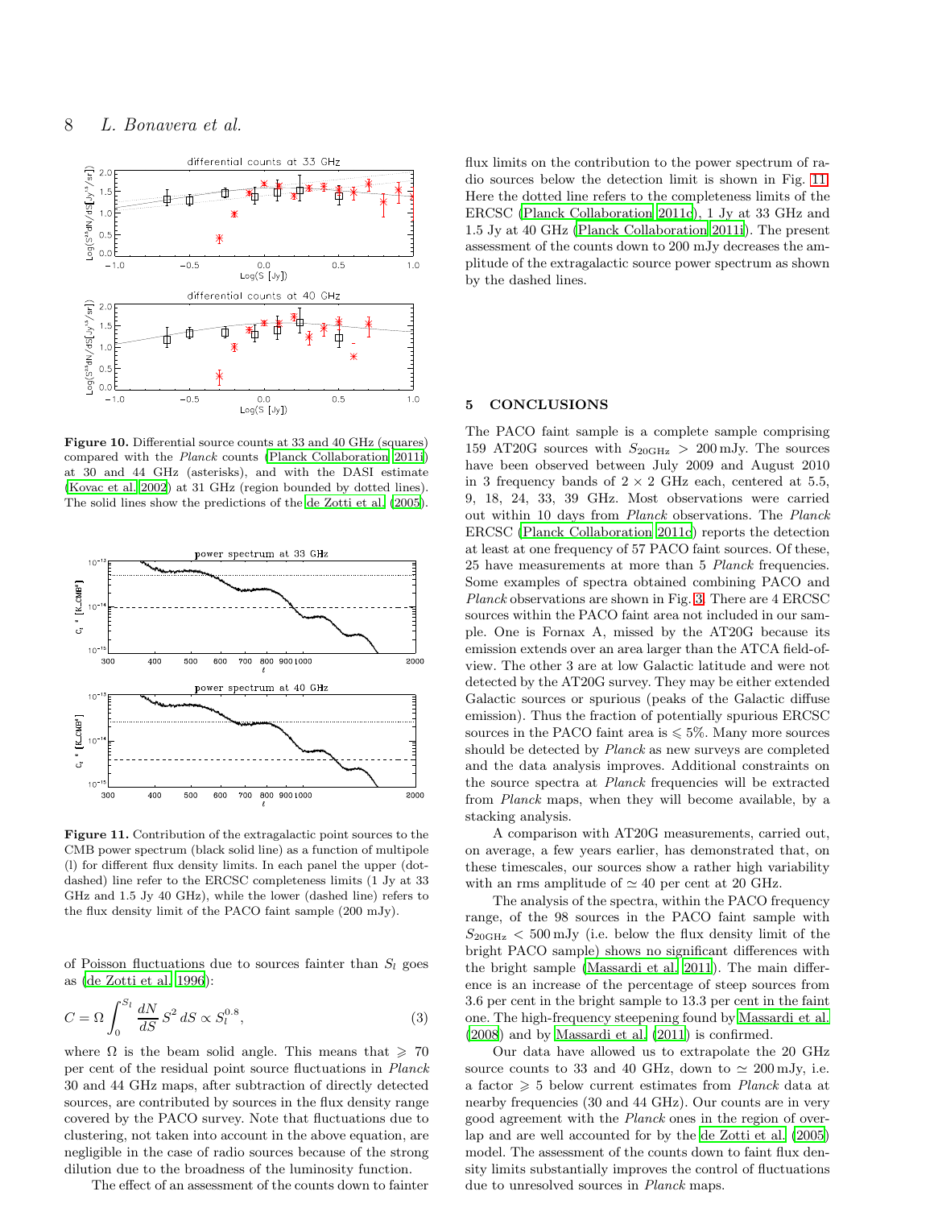**Figure 10.** Differential source counts at 33 and 40 GHz (squares) compared with the *Planck* counts (Planck Collaboration 2011i) at 30 and 44 GHz (asterisks), and with the DASI estimate (Kovac et al. 2002) at 31 GHz (region bounded by dotted lines). The solid lines show the predictions of the de Zotti et al. (2005).

**Figure 11.** Contribution of the extragalactic point sources to the CMB power spectrum (black solid line) as a function of multipole (l) for different flux density limits. In each panel the upper (dotted) line refer to the ERCSC completeness limits (1 Jy at 33 GHz and 1.5 Jy 40 GHz), while the lower (dashed line) refers to the flux density limit of the PACO faint sample (200 mJy).

of Poisson fluctuations due to sources fainter than $S_l$ goes as (de Zotti et al. 1996):

$$C = \Omega \int_0^{S_l} \frac{dN}{dS} S^2 \, dS \propto S_l^{0.8}, \tag{3}$$

where $\Omega$ is the beam solid angle. This means that $\geqslant 70$ per cent of the residual point source fluctuations in *Planck* 30 and 44 GHz maps, after subtraction of directly detected sources, are contributed by sources in the flux density range covered by the PACO survey. Note that fluctuations due to clustering, not taken into account in the above equation, are negligible in the case of radio sources because of the strong dilution due to the broadness of the luminosity function.

The effect of an assessment of the counts down to fainter flux limits on the contribution to the power spectrum of radio sources below the detection limit is shown in Fig. 11. Here the dotted line refers to the completeness limits of the ERCSC (Planck Collaboration 2011c), 1 Jy at 33 GHz and 1.5 Jy at 40 GHz (Planck Collaboration 2011i). The present assessment of the counts down to 200 mJy decreases the amplitude of the extragalactic source power spectrum as shown by the dashed lines.

## 5 CONCLUSIONS

The PACO faint sample is a complete sample comprising 159 AT20G sources with $S_{20\mathrm{GHz}} > 200$ mJy. The sources have been observed between July 2009 and August 2010 in 3 frequency bands of $2 \times 2$ GHz each, centered at 5.5, 9, 18, 24, 33, 39 GHz. Most observations were carried out within 10 days from *Planck* observations. The *Planck* ERCSC (Planck Collaboration 2011c) reports the detection at least at one frequency of 57 PACO faint sources. Of these, 25 have measurements at more than 5 *Planck* frequencies. Some examples of spectra obtained combining PACO and *Planck* observations are shown in Fig. 3. There are 4 ERCSC sources within the PACO faint area not included in our sample. One is Fornax A, missed by the AT20G because its emission extends over an area larger than the ATCA field-of-view. The other 3 are at low Galactic latitude and were not detected by the AT20G survey. They may be either extended Galactic sources or spurious (peaks of the Galactic diffuse emission). Thus the fraction of potentially spurious ERCSC sources in the PACO faint area is $\leqslant 5\%$. Many more sources should be detected by *Planck* as new surveys are completed and the data analysis improves. Additional constraints on the source spectra at *Planck* frequencies will be extracted from *Planck* maps, when they will become available, by a stacking analysis.

A comparison with AT20G measurements, carried out, on average, a few years earlier, has demonstrated that, on these timescales, our sources show a rather high variability with an rms amplitude of $\simeq 40$ per cent at 20 GHz.

The analysis of the spectra, within the PACO frequency range, of the 98 sources in the PACO faint sample with $S_{20\mathrm{GHz}} < 500$ mJy (i.e. below the flux density limit of the bright PACO sample) shows no significant differences with the bright sample (Massardi et al. 2011). The main difference is an increase of the percentage of steep sources from 3.6 per cent in the bright sample to 13.3 per cent in the faint one. The high-frequency steepening found by Massardi et al. (2008) and by Massardi et al. (2011) is confirmed.

Our data have allowed us to extrapolate the 20 GHz source counts to 33 and 40 GHz, down to $\simeq 200$ mJy, i.e. a factor $\geqslant 5$ below current estimates from *Planck* data at nearby frequencies (30 and 44 GHz). Our counts are in very good agreement with the *Planck* ones in the region of overlap and are well accounted for by the de Zotti et al. (2005) model. The assessment of the counts down to faint flux density limits substantially improves the control of fluctuations due to unresolved sources in *Planck* maps.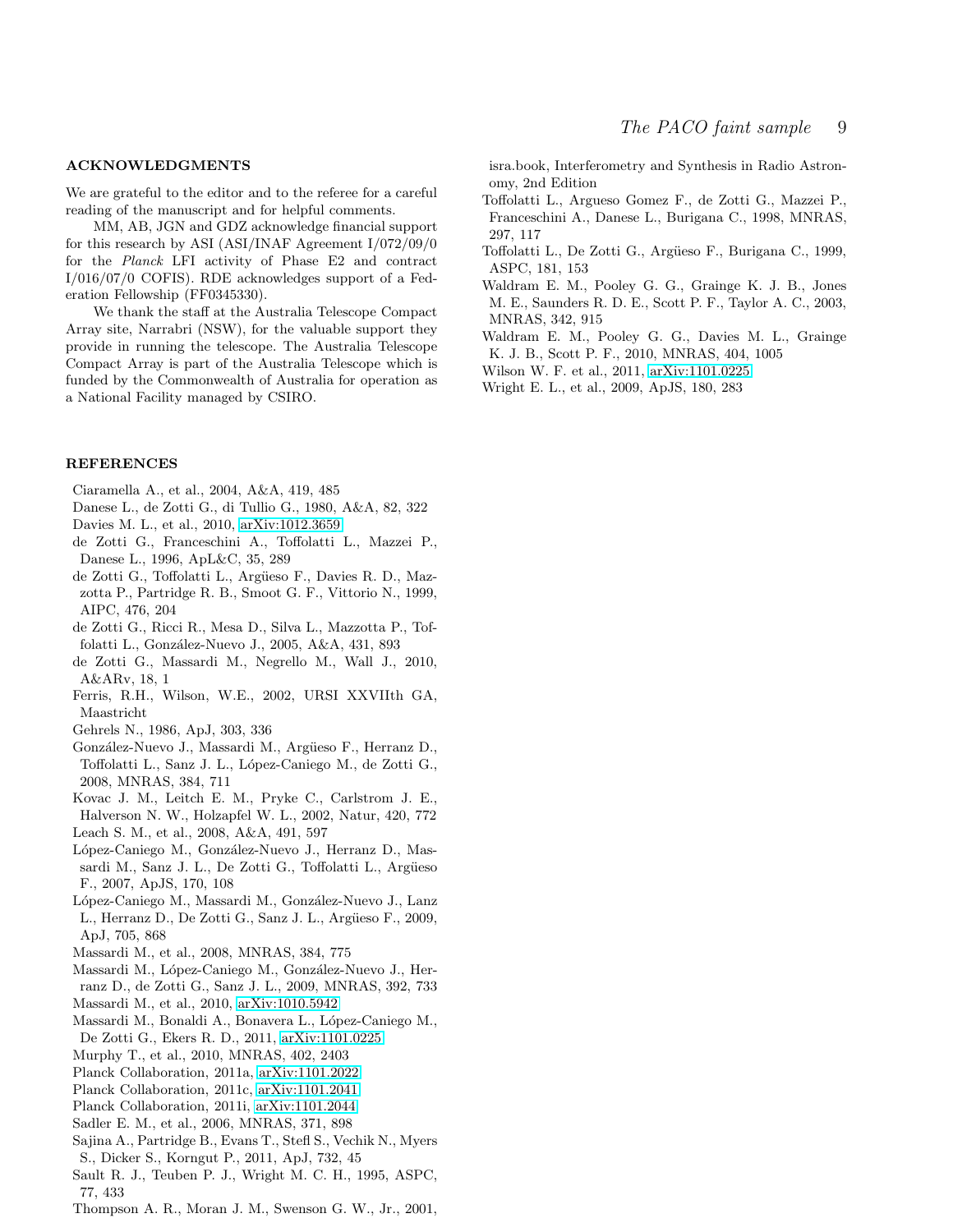## ACKNOWLEDGMENTS

We are grateful to the editor and to the referee for a careful reading of the manuscript and for helpful comments.

MM, AB, JGN and GDZ acknowledge financial support for this research by ASI (ASI/INAF Agreement I/072/09/0 for the *Planck* LFI activity of Phase E2 and contract I/016/07/0 COFIS). RDE acknowledges support of a Federation Fellowship (FF0345330).

We thank the staff at the Australia Telescope Compact Array site, Narrabri (NSW), for the valuable support they provide in running the telescope. The Australia Telescope Compact Array is part of the Australia Telescope which is funded by the Commonwealth of Australia for operation as a National Facility managed by CSIRO.

## REFERENCES

Ciaramella A., et al., 2004, A&A, 419, 485

Danese L., de Zotti G., di Tullio G., 1980, A&A, 82, 322

Davies M. L., et al., 2010, arXiv:1012.3659

de Zotti G., Franceschini A., Toffolatti L., Mazzei P., Danese L., 1996, ApL&C, 35, 289

de Zotti G., Toffolatti L., Argüeso F., Davies R. D., Mazzotta P., Partridge R. B., Smoot G. F., Vittorio N., 1999, AIPC, 476, 204

de Zotti G., Ricci R., Mesa D., Silva L., Mazzotta P., Toffolatti L., González-Nuevo J., 2005, A&A, 431, 893

de Zotti G., Massardi M., Negrello M., Wall J., 2010, A&ARv, 18, 1

Ferris, R.H., Wilson, W.E., 2002, URSI XXVIIth GA, Maastricht

Gehrels N., 1986, ApJ, 303, 336

González-Nuevo J., Massardi M., Argüeso F., Herranz D., Toffolatti L., Sanz J. L., López-Caniego M., de Zotti G., 2008, MNRAS, 384, 711

Kovac J. M., Leitch E. M., Pryke C., Carlstrom J. E., Halverson N. W., Holzapfel W. L., 2002, Natur, 420, 772

Leach S. M., et al., 2008, A&A, 491, 597

López-Caniego M., González-Nuevo J., Herranz D., Massardi M., Sanz J. L., De Zotti G., Toffolatti L., Argüeso F., 2007, ApJS, 170, 108

López-Caniego M., Massardi M., González-Nuevo J., Lanz L., Herranz D., De Zotti G., Sanz J. L., Argüeso F., 2009, ApJ, 705, 868

Massardi M., et al., 2008, MNRAS, 384, 775

Massardi M., López-Caniego M., González-Nuevo J., Herranz D., de Zotti G., Sanz J. L., 2009, MNRAS, 392, 733

Massardi M., et al., 2010, arXiv:1010.5942

Massardi M., Bonaldi A., Bonavera L., López-Caniego M., De Zotti G., Ekers R. D., 2011, arXiv:1101.0225

Murphy T., et al., 2010, MNRAS, 402, 2403

Planck Collaboration, 2011a, arXiv:1101.2022

Planck Collaboration, 2011c, arXiv:1101.2041

Planck Collaboration, 2011i, arXiv:1101.2044

Sadler E. M., et al., 2006, MNRAS, 371, 898

Sajina A., Partridge B., Evans T., Stefl S., Vechik N., Myers S., Dicker S., Korngut P., 2011, ApJ, 732, 45

Sault R. J., Teuben P. J., Wright M. C. H., 1995, ASPC, 77, 433

Thompson A. R., Moran J. M., Swenson G. W., Jr., 2001, isra.book, Interferometry and Synthesis in Radio Astronomy, 2nd Edition

Toffolatti L., Argueso Gomez F., de Zotti G., Mazzei P., Franceschini A., Danese L., Burigana C., 1998, MNRAS, 297, 117

Toffolatti L., De Zotti G., Argüeso F., Burigana C., 1999, ASPC, 181, 153

Waldram E. M., Pooley G. G., Grainge K. J. B., Jones M. E., Saunders R. D. E., Scott P. F., Taylor A. C., 2003, MNRAS, 342, 915

Waldram E. M., Pooley G. G., Davies M. L., Grainge K. J. B., Scott P. F., 2010, MNRAS, 404, 1005

Wilson W. F. et al., 2011, arXiv:1101.0225

Wright E. L., et al., 2009, ApJS, 180, 283